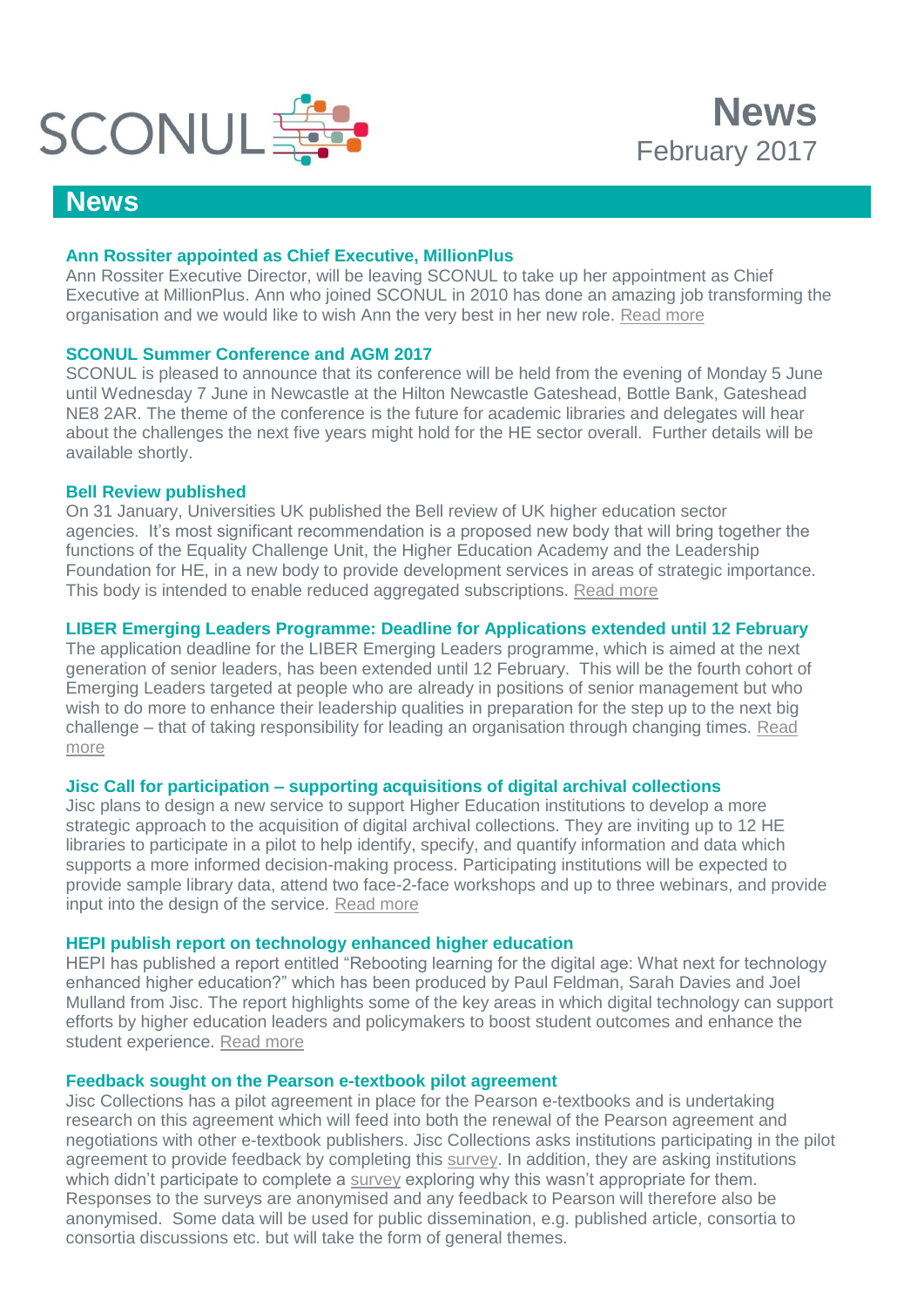SCONUL

# News
February 2017

## News

### Ann Rossiter appointed as Chief Executive, MillionPlus

Ann Rossiter Executive Director, will be leaving SCONUL to take up her appointment as Chief Executive at MillionPlus. Ann who joined SCONUL in 2010 has done an amazing job transforming the organisation and we would like to wish Ann the very best in her new role. Read more

### SCONUL Summer Conference and AGM 2017

SCONUL is pleased to announce that its conference will be held from the evening of Monday 5 June until Wednesday 7 June in Newcastle at the Hilton Newcastle Gateshead, Bottle Bank, Gateshead NE8 2AR. The theme of the conference is the future for academic libraries and delegates will hear about the challenges the next five years might hold for the HE sector overall. Further details will be available shortly.

### Bell Review published

On 31 January, Universities UK published the Bell review of UK higher education sector agencies. It's most significant recommendation is a proposed new body that will bring together the functions of the Equality Challenge Unit, the Higher Education Academy and the Leadership Foundation for HE, in a new body to provide development services in areas of strategic importance. This body is intended to enable reduced aggregated subscriptions. Read more

### LIBER Emerging Leaders Programme: Deadline for Applications extended until 12 February

The application deadline for the LIBER Emerging Leaders programme, which is aimed at the next generation of senior leaders, has been extended until 12 February. This will be the fourth cohort of Emerging Leaders targeted at people who are already in positions of senior management but who wish to do more to enhance their leadership qualities in preparation for the step up to the next big challenge – that of taking responsibility for leading an organisation through changing times. Read more

### Jisc Call for participation – supporting acquisitions of digital archival collections

Jisc plans to design a new service to support Higher Education institutions to develop a more strategic approach to the acquisition of digital archival collections. They are inviting up to 12 HE libraries to participate in a pilot to help identify, specify, and quantify information and data which supports a more informed decision-making process. Participating institutions will be expected to provide sample library data, attend two face-2-face workshops and up to three webinars, and provide input into the design of the service. Read more

### HEPI publish report on technology enhanced higher education

HEPI has published a report entitled "Rebooting learning for the digital age: What next for technology enhanced higher education?" which has been produced by Paul Feldman, Sarah Davies and Joel Mulland from Jisc. The report highlights some of the key areas in which digital technology can support efforts by higher education leaders and policymakers to boost student outcomes and enhance the student experience. Read more

### Feedback sought on the Pearson e-textbook pilot agreement

Jisc Collections has a pilot agreement in place for the Pearson e-textbooks and is undertaking research on this agreement which will feed into both the renewal of the Pearson agreement and negotiations with other e-textbook publishers. Jisc Collections asks institutions participating in the pilot agreement to provide feedback by completing this survey. In addition, they are asking institutions which didn't participate to complete a survey exploring why this wasn't appropriate for them. Responses to the surveys are anonymised and any feedback to Pearson will therefore also be anonymised. Some data will be used for public dissemination, e.g. published article, consortia to consortia discussions etc. but will take the form of general themes.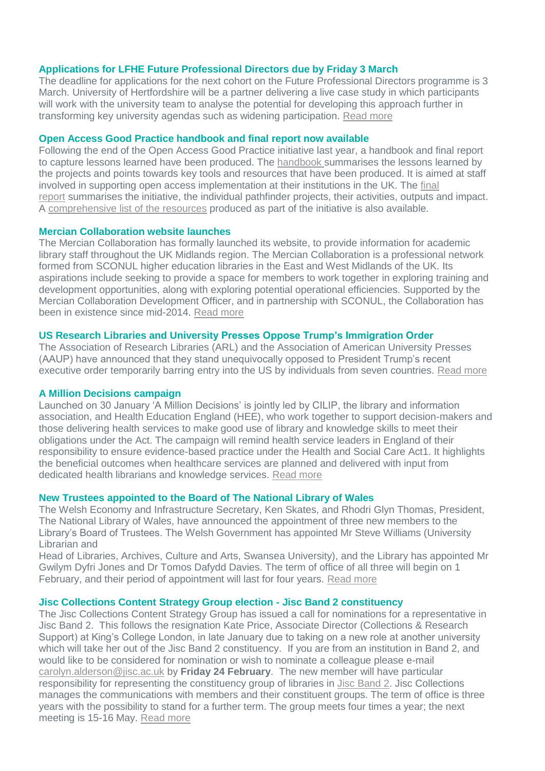### Applications for LFHE Future Professional Directors due by Friday 3 March

The deadline for applications for the next cohort on the Future Professional Directors programme is 3 March. University of Hertfordshire will be a partner delivering a live case study in which participants will work with the university team to analyse the potential for developing this approach further in transforming key university agendas such as widening participation. Read more

### Open Access Good Practice handbook and final report now available

Following the end of the Open Access Good Practice initiative last year, a handbook and final report to capture lessons learned have been produced. The handbook summarises the lessons learned by the projects and points towards key tools and resources that have been produced. It is aimed at staff involved in supporting open access implementation at their institutions in the UK. The final report summarises the initiative, the individual pathfinder projects, their activities, outputs and impact. A comprehensive list of the resources produced as part of the initiative is also available.

### Mercian Collaboration website launches

The Mercian Collaboration has formally launched its website, to provide information for academic library staff throughout the UK Midlands region. The Mercian Collaboration is a professional network formed from SCONUL higher education libraries in the East and West Midlands of the UK. Its aspirations include seeking to provide a space for members to work together in exploring training and development opportunities, along with exploring potential operational efficiencies. Supported by the Mercian Collaboration Development Officer, and in partnership with SCONUL, the Collaboration has been in existence since mid-2014. Read more

### US Research Libraries and University Presses Oppose Trump's Immigration Order

The Association of Research Libraries (ARL) and the Association of American University Presses (AAUP) have announced that they stand unequivocally opposed to President Trump's recent executive order temporarily barring entry into the US by individuals from seven countries. Read more

### A Million Decisions campaign

Launched on 30 January 'A Million Decisions' is jointly led by CILIP, the library and information association, and Health Education England (HEE), who work together to support decision-makers and those delivering health services to make good use of library and knowledge skills to meet their obligations under the Act. The campaign will remind health service leaders in England of their responsibility to ensure evidence-based practice under the Health and Social Care Act1. It highlights the beneficial outcomes when healthcare services are planned and delivered with input from dedicated health librarians and knowledge services. Read more

### New Trustees appointed to the Board of The National Library of Wales

The Welsh Economy and Infrastructure Secretary, Ken Skates, and Rhodri Glyn Thomas, President, The National Library of Wales, have announced the appointment of three new members to the Library's Board of Trustees. The Welsh Government has appointed Mr Steve Williams (University Librarian and Head of Libraries, Archives, Culture and Arts, Swansea University), and the Library has appointed Mr Gwilym Dyfri Jones and Dr Tomos Dafydd Davies. The term of office of all three will begin on 1 February, and their period of appointment will last for four years. Read more

### Jisc Collections Content Strategy Group election - Jisc Band 2 constituency

The Jisc Collections Content Strategy Group has issued a call for nominations for a representative in Jisc Band 2. This follows the resignation Kate Price, Associate Director (Collections & Research Support) at King's College London, in late January due to taking on a new role at another university which will take her out of the Jisc Band 2 constituency. If you are from an institution in Band 2, and would like to be considered for nomination or wish to nominate a colleague please e-mail carolyn.alderson@jisc.ac.uk by **Friday 24 February**. The new member will have particular responsibility for representing the constituency group of libraries in Jisc Band 2. Jisc Collections manages the communications with members and their constituent groups. The term of office is three years with the possibility to stand for a further term. The group meets four times a year; the next meeting is 15-16 May. Read more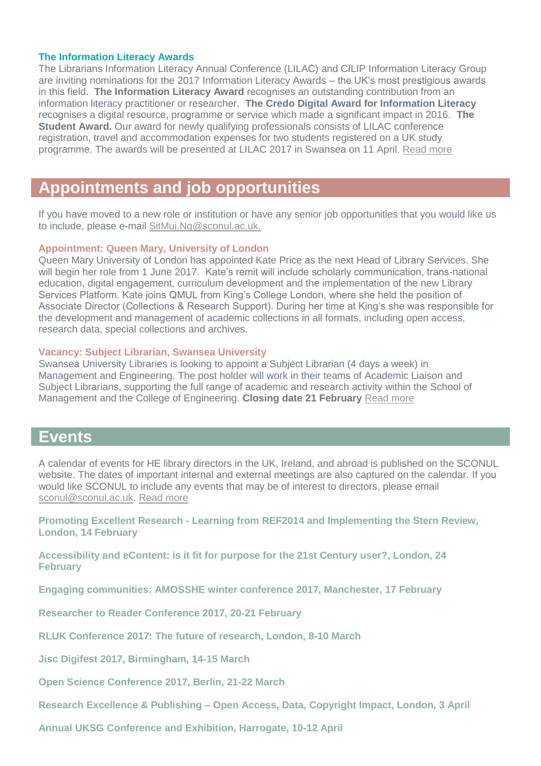### The Information Literacy Awards

The Librarians Information Literacy Annual Conference (LILAC) and CILIP Information Literacy Group are inviting nominations for the 2017 Information Literacy Awards – the UK's most prestigious awards in this field. **The Information Literacy Award** recognises an outstanding contribution from an information literacy practitioner or researcher. **The Credo Digital Award for Information Literacy** recognises a digital resource, programme or service which made a significant impact in 2016. **The Student Award.** Our award for newly qualifying professionals consists of LILAC conference registration, travel and accommodation expenses for two students registered on a UK study programme. The awards will be presented at LILAC 2017 in Swansea on 11 April. Read more

## Appointments and job opportunities

If you have moved to a new role or institution or have any senior job opportunities that you would like us to include, please e-mail SitMui.Ng@sconul.ac.uk.

### Appointment: Queen Mary, University of London

Queen Mary University of London has appointed Kate Price as the next Head of Library Services. She will begin her role from 1 June 2017. Kate's remit will include scholarly communication, trans-national education, digital engagement, curriculum development and the implementation of the new Library Services Platform. Kate joins QMUL from King's College London, where she held the position of Associate Director (Collections & Research Support). During her time at King's she was responsible for the development and management of academic collections in all formats, including open access, research data, special collections and archives.

### Vacancy: Subject Librarian, Swansea University

Swansea University Libraries is looking to appoint a Subject Librarian (4 days a week) in Management and Engineering. The post holder will work in their teams of Academic Liaison and Subject Librarians, supporting the full range of academic and research activity within the School of Management and the College of Engineering. **Closing date 21 February** Read more

## Events

A calendar of events for HE library directors in the UK, Ireland, and abroad is published on the SCONUL website. The dates of important internal and external meetings are also captured on the calendar. If you would like SCONUL to include any events that may be of interest to directors, please email sconul@sconul.ac.uk. Read more

**Promoting Excellent Research - Learning from REF2014 and Implementing the Stern Review, London, 14 February**

**Accessibility and eContent: is it fit for purpose for the 21st Century user?, London, 24 February**

**Engaging communities: AMOSSHE winter conference 2017, Manchester, 17 February**

**Researcher to Reader Conference 2017, 20-21 February**

**RLUK Conference 2017: The future of research, London, 8-10 March**

**Jisc Digifest 2017, Birmingham, 14-15 March**

**Open Science Conference 2017, Berlin, 21-22 March**

**Research Excellence & Publishing – Open Access, Data, Copyright Impact, London, 3 April**

**Annual UKSG Conference and Exhibition, Harrogate, 10-12 April**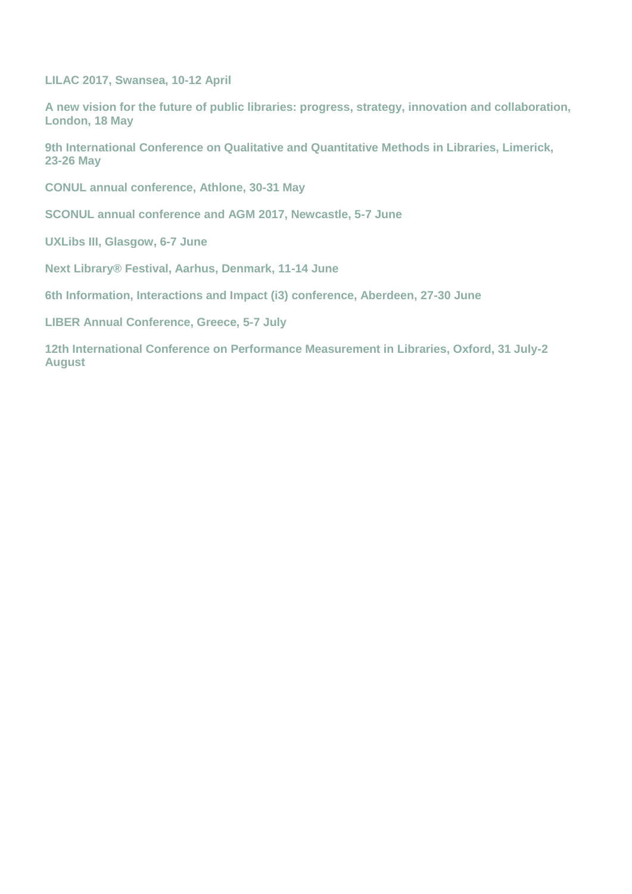**LILAC 2017, Swansea, 10-12 April**

**A new vision for the future of public libraries: progress, strategy, innovation and collaboration, London, 18 May**

**9th International Conference on Qualitative and Quantitative Methods in Libraries, Limerick, 23-26 May**

**CONUL annual conference, Athlone, 30-31 May**

**SCONUL annual conference and AGM 2017, Newcastle, 5-7 June**

**UXLibs III, Glasgow, 6-7 June**

**Next Library® Festival, Aarhus, Denmark, 11-14 June**

**6th Information, Interactions and Impact (i3) conference, Aberdeen, 27-30 June**

**LIBER Annual Conference, Greece, 5-7 July**

**12th International Conference on Performance Measurement in Libraries, Oxford, 31 July-2 August**